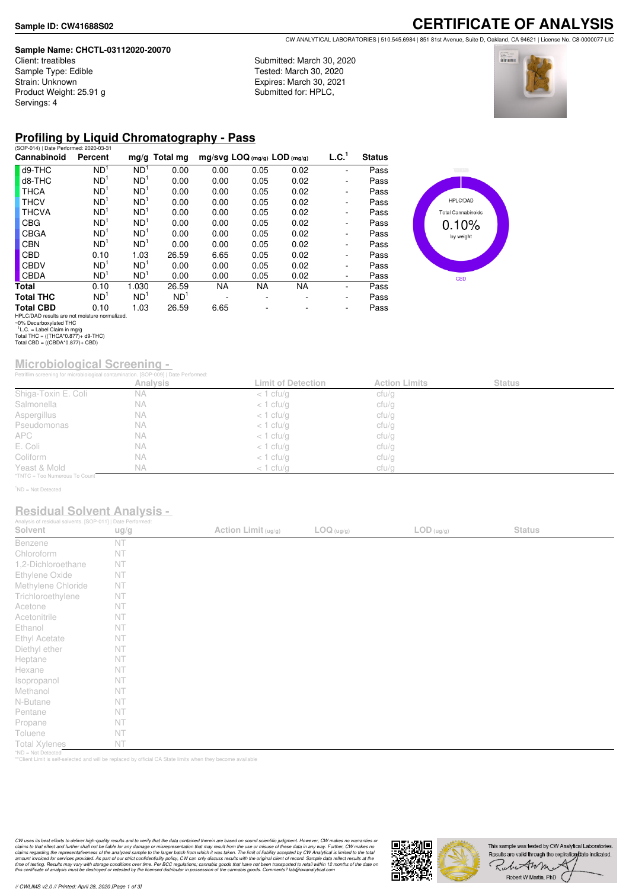**Sample ID: CW41688S02**

# CERTIFICATE OF ANALYSIS

CW ANALYTICAL LABORATORIES | 510.545.6984 | 851 81st Avenue, Suite D, Oakland, CA 94621 | License No. C8-0000077-LIC

**Sample Name: CHCTL-03112020-20070**
Client: treatibles
Sample Type: Edible
Strain: Unknown
Product Weight: 25.91 g
Servings: 4

Submitted: March 30, 2020
Tested: March 30, 2020
Expires: March 30, 2021
Submitted for: HPLC,

## Profiling by Liquid Chromatography - Pass

(SOP-014) | Date Performed: 2020-03-31

| Cannabinoid | Percent | mg/g | Total mg | mg/svg | LOQ (mg/g) | LOD (mg/g) | L.C.[1] | Status |
|---|---|---|---|---|---|---|---|---|
| d9-THC | ND[1] | ND[1] | 0.00 | 0.00 | 0.05 | 0.02 | - | Pass |
| d8-THC | ND[1] | ND[1] | 0.00 | 0.00 | 0.05 | 0.02 | - | Pass |
| THCA | ND[1] | ND[1] | 0.00 | 0.00 | 0.05 | 0.02 | - | Pass |
| THCV | ND[1] | ND[1] | 0.00 | 0.00 | 0.05 | 0.02 | - | Pass |
| THCVA | ND[1] | ND[1] | 0.00 | 0.00 | 0.05 | 0.02 | - | Pass |
| CBG | ND[1] | ND[1] | 0.00 | 0.00 | 0.05 | 0.02 | - | Pass |
| CBGA | ND[1] | ND[1] | 0.00 | 0.00 | 0.05 | 0.02 | - | Pass |
| CBN | ND[1] | ND[1] | 0.00 | 0.00 | 0.05 | 0.02 | - | Pass |
| CBD | 0.10 | 1.03 | 26.59 | 6.65 | 0.05 | 0.02 | - | Pass |
| CBDV | ND[1] | ND[1] | 0.00 | 0.00 | 0.05 | 0.02 | - | Pass |
| CBDA | ND[1] | ND[1] | 0.00 | 0.00 | 0.05 | 0.02 | - | Pass |
| **Total** | 0.10 | 1.030 | 26.59 | NA | NA | NA | - | Pass |
| **Total THC** | ND[1] | ND[1] | ND[1] | - | - | - | - | Pass |
| **Total CBD** | 0.10 | 1.03 | 26.59 | 6.65 | - | - | - | Pass |

HPLC/DAD results are not moisture normalized.
~0% Decarboxylated THC
[1]L.C. = Label Claim in mg/g
Total THC = ((THCA*0.877)+ d9-THC)
Total CBD = ((CBDA*0.877)+ CBD)

HPLC/DAD
Total Cannabinoids
0.10%
by weight
CBD

## Microbiological Screening -

Petrifilm screening for microbiological contamination. [SOP-009] | Date Performed:

| | Analysis | Limit of Detection | Action Limits | Status |
|---|---|---|---|---|
| Shiga-Toxin E. Coli | NA | < 1 cfu/g | cfu/g | |
| Salmonella | NA | < 1 cfu/g | cfu/g | |
| Aspergillus | NA | < 1 cfu/g | cfu/g | |
| Pseudomonas | NA | < 1 cfu/g | cfu/g | |
| APC | NA | < 1 cfu/g | cfu/g | |
| E. Coli | NA | < 1 cfu/g | cfu/g | |
| Coliform | NA | < 1 cfu/g | cfu/g | |
| Yeast & Mold | NA | < 1 cfu/g | cfu/g | |

*TNTC = Too Numerous To Count

[1]ND = Not Detected

## Residual Solvent Analysis -

Analysis of residual solvents. [SOP-011] | Date Performed:

| Solvent | ug/g | Action Limit (ug/g) | LOQ (ug/g) | LOD (ug/g) | Status |
|---|---|---|---|---|---|
| Benzene | NT | | | | |
| Chloroform | NT | | | | |
| 1,2-Dichloroethane | NT | | | | |
| Ethylene Oxide | NT | | | | |
| Methylene Chloride | NT | | | | |
| Trichloroethylene | NT | | | | |
| Acetone | NT | | | | |
| Acetonitrile | NT | | | | |
| Ethanol | NT | | | | |
| Ethyl Acetate | NT | | | | |
| Diethyl ether | NT | | | | |
| Heptane | NT | | | | |
| Hexane | NT | | | | |
| Isopropanol | NT | | | | |
| Methanol | NT | | | | |
| N-Butane | NT | | | | |
| Pentane | NT | | | | |
| Propane | NT | | | | |
| Toluene | NT | | | | |
| Total Xylenes | NT | | | | |

*ND = Not Detected
**Client Limit is self-selected and will be replaced by official CA State limits when they become available

*CW uses its best efforts to deliver high-quality results and to verify that the data contained therein are based on sound scientific judgment. However, CW makes no warranties or claims to that effect and further shall not be liable for any damage or misrepresentation that may result from the use or misuse of these data in any way. Further, CW makes no claims regarding the representativeness of the analyzed sample to the larger batch from which it was taken. The limit of liability accepted by CW Analytical is limited to the total amount invoiced for services provided. As part of our strict confidentiality policy, CW can only discuss results with the original client of record. Sample data reflect results at the time of testing. Results may vary with storage conditions over time. Per BCC regulations; cannabis goods that have not been transported to retail within 12 months of the date on this certificate of analysis must be destroyed or retested by the licensed distributor in possession of the cannabis goods. Comments? lab@cwanalytical.com*

This sample was tested by CW Analytical Laboratories. Results are valid through the expiration date indicated.

Robert W Martin, PhD

// CWLIMS v2.0 // Printed: April 28, 2020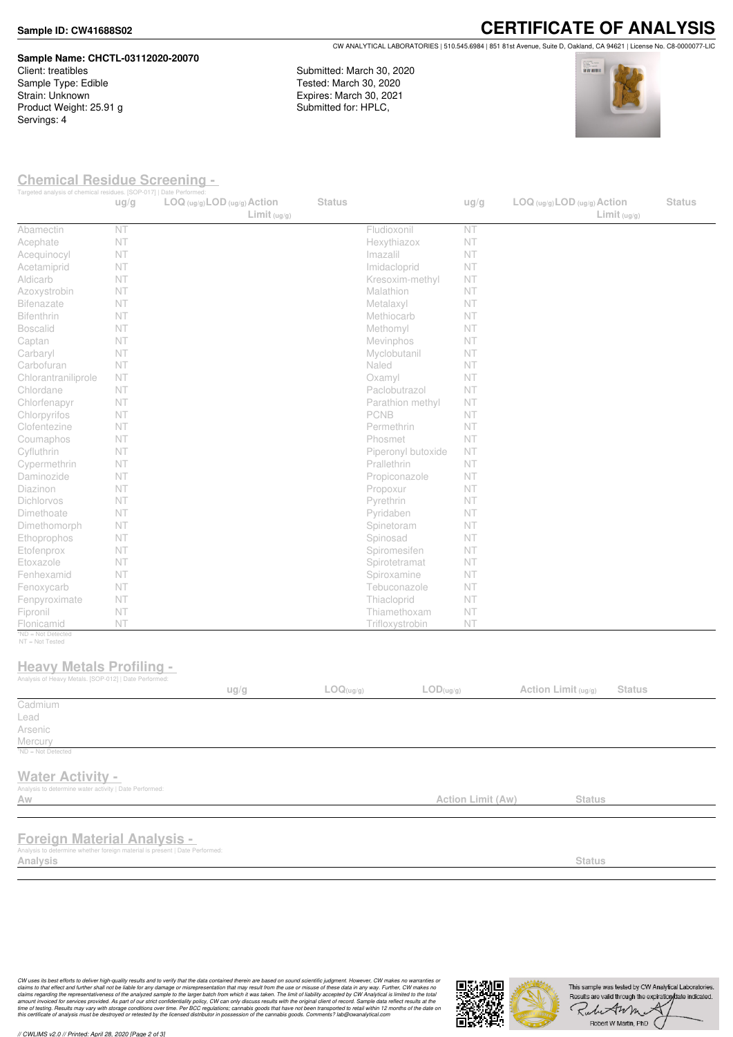**Sample ID: CW41688S02**

# CERTIFICATE OF ANALYSIS

CW ANALYTICAL LABORATORIES | 510.545.6984 | 851 81st Avenue, Suite D, Oakland, CA 94621 | License No. C8-0000077-LIC

**Sample Name: CHCTL-03112020-20070**
Client: treatibles
Sample Type: Edible
Strain: Unknown
Product Weight: 25.91 g
Servings: 4

Submitted: March 30, 2020
Tested: March 30, 2020
Expires: March 30, 2021
Submitted for: HPLC,

## Chemical Residue Screening -

Targeted analysis of chemical residues. [SOP-017] | Date Performed:

| | ug/g | LOQ (ug/g) | LOD (ug/g) | Action Limit (ug/g) | Status | | ug/g | LOQ (ug/g) | LOD (ug/g) | Action Limit (ug/g) | Status |
|---|---|---|---|---|---|---|---|---|---|---|---|
| Abamectin | NT | | | | | Fludioxonil | NT | | | | |
| Acephate | NT | | | | | Hexythiazox | NT | | | | |
| Acequinocyl | NT | | | | | Imazalil | NT | | | | |
| Acetamiprid | NT | | | | | Imidacloprid | NT | | | | |
| Aldicarb | NT | | | | | Kresoxim-methyl | NT | | | | |
| Azoxystrobin | NT | | | | | Malathion | NT | | | | |
| Bifenazate | NT | | | | | Metalaxyl | NT | | | | |
| Bifenthrin | NT | | | | | Methiocarb | NT | | | | |
| Boscalid | NT | | | | | Methomyl | NT | | | | |
| Captan | NT | | | | | Mevinphos | NT | | | | |
| Carbaryl | NT | | | | | Myclobutanil | NT | | | | |
| Carbofuran | NT | | | | | Naled | NT | | | | |
| Chlorantraniliprole | NT | | | | | Oxamyl | NT | | | | |
| Chlordane | NT | | | | | Paclobutrazol | NT | | | | |
| Chlorfenapyr | NT | | | | | Parathion methyl | NT | | | | |
| Chlorpyrifos | NT | | | | | PCNB | NT | | | | |
| Clofentezine | NT | | | | | Permethrin | NT | | | | |
| Coumaphos | NT | | | | | Phosmet | NT | | | | |
| Cyfluthrin | NT | | | | | Piperonyl butoxide | NT | | | | |
| Cypermethrin | NT | | | | | Prallethrin | NT | | | | |
| Daminozide | NT | | | | | Propiconazole | NT | | | | |
| Diazinon | NT | | | | | Propoxur | NT | | | | |
| Dichlorvos | NT | | | | | Pyrethrin | NT | | | | |
| Dimethoate | NT | | | | | Pyridaben | NT | | | | |
| Dimethomorph | NT | | | | | Spinetoram | NT | | | | |
| Ethoprophos | NT | | | | | Spinosad | NT | | | | |
| Etofenprox | NT | | | | | Spiromesifen | NT | | | | |
| Etoxazole | NT | | | | | Spirotetramat | NT | | | | |
| Fenhexamid | NT | | | | | Spiroxamine | NT | | | | |
| Fenoxycarb | NT | | | | | Tebuconazole | NT | | | | |
| Fenpyroximate | NT | | | | | Thiacloprid | NT | | | | |
| Fipronil | NT | | | | | Thiamethoxam | NT | | | | |
| Flonicamid | NT | | | | | Trifloxystrobin | NT | | | | |

*ND = Not Detected
NT = Not Tested

## Heavy Metals Profiling -

Analysis of Heavy Metals. [SOP-012] | Date Performed:

| | ug/g | LOQ(ug/g) | LOD(ug/g) | Action Limit (ug/g) | Status |
|---|---|---|---|---|---|
| Cadmium | | | | | |
| Lead | | | | | |
| Arsenic | | | | | |
| Mercury | | | | | |

*ND = Not Detected

## Water Activity -

Analysis to determine water activity | Date Performed:

| Aw | Action Limit (Aw) | Status |
|---|---|---|
| | | |

## Foreign Material Analysis -

Analysis to determine whether foreign material is present | Date Performed:

| Analysis | Status |
|---|---|
| | |

*CW uses its best efforts to deliver high-quality results and to verify that the data contained therein are based on sound scientific judgment. However, CW makes no warranties or claims to that effect and further shall not be liable for any damage or misrepresentation that may result from the use or misuse of these data in any way. Further, CW makes no claims regarding the representativeness of the analyzed sample to the larger batch from which it was taken. The limit of liability accepted by CW Analytical is limited to the total amount invoiced for services provided. As part of our strict confidentiality policy, CW can only discuss results with the original client of record. Sample data reflect results at the time of testing. Results may vary with storage conditions over time. Per BCC regulations; cannabis goods that have not been transported to retail within 12 months of the date on this certificate of analysis must be destroyed or retested by the licensed distributor in possession of the cannabis goods. Comments? lab@cwanalytical.com*

This sample was tested by CW Analytical Laboratories. Results are valid through the expiration date indicated.

Robert W Martin, PhD

// CWLIMS v2.0 // Printed: April 28, 2020 [Page 2 of 3]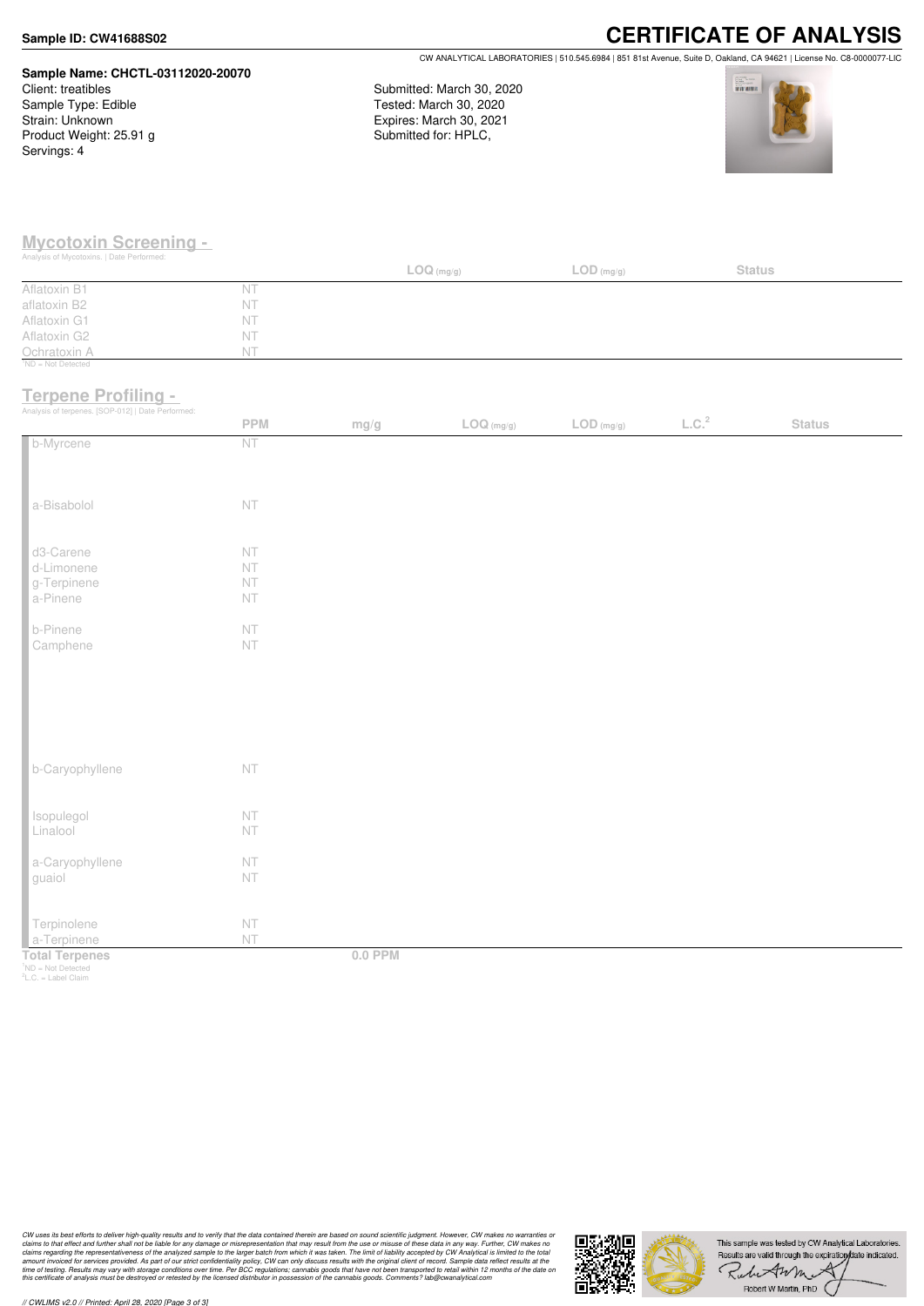**Sample ID: CW41688S02**

# CERTIFICATE OF ANALYSIS

CW ANALYTICAL LABORATORIES | 510.545.6984 | 851 81st Avenue, Suite D, Oakland, CA 94621 | License No. C8-0000077-LIC

**Sample Name: CHCTL-03112020-20070**
Client: treatibles
Sample Type: Edible
Strain: Unknown
Product Weight: 25.91 g
Servings: 4

Submitted: March 30, 2020
Tested: March 30, 2020
Expires: March 30, 2021
Submitted for: HPLC,

## Mycotoxin Screening -

Analysis of Mycotoxins. | Date Performed:

| | | LOQ (mg/g) | LOD (mg/g) | Status |
|---|---|---|---|---|
| Aflatoxin B1 | NT | | | |
| aflatoxin B2 | NT | | | |
| Aflatoxin G1 | NT | | | |
| Aflatoxin G2 | NT | | | |
| Ochratoxin A | NT | | | |

[1]ND = Not Detected

## Terpene Profiling -

Analysis of terpenes. [SOP-012] | Date Performed:

| | PPM | mg/g | LOQ (mg/g) | LOD (mg/g) | L.C.[2] | Status |
|---|---|---|---|---|---|---|
| b-Myrcene | NT | | | | | |
| a-Bisabolol | NT | | | | | |
| d3-Carene | NT | | | | | |
| d-Limonene | NT | | | | | |
| g-Terpinene | NT | | | | | |
| a-Pinene | NT | | | | | |
| b-Pinene | NT | | | | | |
| Camphene | NT | | | | | |
| b-Caryophyllene | NT | | | | | |
| Isopulegol | NT | | | | | |
| Linalool | NT | | | | | |
| a-Caryophyllene | NT | | | | | |
| guaiol | NT | | | | | |
| Terpinolene | NT | | | | | |
| a-Terpinene | NT | | | | | |
| **Total Terpenes** | | **0.0 PPM** | | | | |

[1]ND = Not Detected
[2]L.C. = Label Claim

*CW uses its best efforts to deliver high-quality results and to verify that the data contained therein are based on sound scientific judgment. However, CW makes no warranties or claims to that effect and further shall not be liable for any damage or misrepresentation that may result from the use or misuse of these data in any way. Further, CW makes no claims regarding the representativeness of the analyzed sample to the larger batch from which it was taken. The limit of liability accepted by CW Analytical is limited to the total amount invoiced for services provided. As part of our strict confidentiality policy, CW can only discuss results with the original client of record. Sample data reflect results at the time of testing. Results may vary with storage conditions over time. Per BCC regulations; cannabis goods that have not been transported to retail within 12 months of the date on this certificate of analysis must be destroyed or retested by the licensed distributor in possession of the cannabis goods. Comments? lab@cwanalytical.com*

This sample was tested by CW Analytical Laboratories. Results are valid through the expiration date indicated.

Robert W Martin, PhD

// CWLIMS v2.0 // Printed: April 28, 2020 [Page 3 of 3]